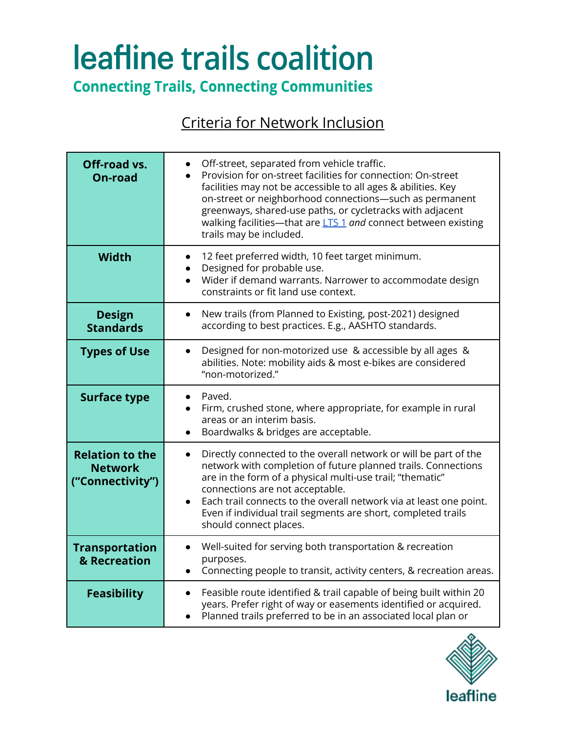# leafline trails coalition

## Connecting Trails, Connecting Communities

### Criteria for Network Inclusion

| | |
|---|---|
| **Off-road vs. On-road** | • Off-street, separated from vehicle traffic.<br>• Provision for on-street facilities for connection: On-street facilities may not be accessible to all ages & abilities. Key on-street or neighborhood connections—such as permanent greenways, shared-use paths, or cycletracks with adjacent walking facilities—that are LTS 1 *and* connect between existing trails may be included. |
| **Width** | • 12 feet preferred width, 10 feet target minimum.<br>• Designed for probable use.<br>• Wider if demand warrants. Narrower to accommodate design constraints or fit land use context. |
| **Design Standards** | • New trails (from Planned to Existing, post-2021) designed according to best practices. E.g., AASHTO standards. |
| **Types of Use** | • Designed for non-motorized use & accessible by all ages & abilities. Note: mobility aids & most e-bikes are considered "non-motorized." |
| **Surface type** | • Paved.<br>• Firm, crushed stone, where appropriate, for example in rural areas or an interim basis.<br>• Boardwalks & bridges are acceptable. |
| **Relation to the Network ("Connectivity")** | • Directly connected to the overall network or will be part of the network with completion of future planned trails. Connections are in the form of a physical multi-use trail; "thematic" connections are not acceptable.<br>• Each trail connects to the overall network via at least one point. Even if individual trail segments are short, completed trails should connect places. |
| **Transportation & Recreation** | • Well-suited for serving both transportation & recreation purposes.<br>• Connecting people to transit, activity centers, & recreation areas. |
| **Feasibility** | • Feasible route identified & trail capable of being built within 20 years. Prefer right of way or easements identified or acquired.<br>• Planned trails preferred to be in an associated local plan or |

leafline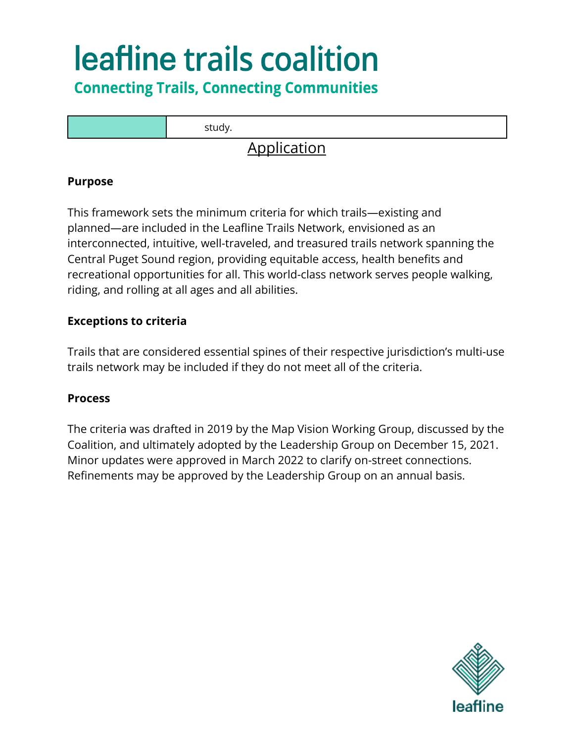# leafline trails coalition

**Connecting Trails, Connecting Communities**

| | |
|---|---|
| | study. |

## Application

**Purpose**

This framework sets the minimum criteria for which trails—existing and planned—are included in the Leafline Trails Network, envisioned as an interconnected, intuitive, well-traveled, and treasured trails network spanning the Central Puget Sound region, providing equitable access, health benefits and recreational opportunities for all. This world-class network serves people walking, riding, and rolling at all ages and all abilities.

**Exceptions to criteria**

Trails that are considered essential spines of their respective jurisdiction's multi-use trails network may be included if they do not meet all of the criteria.

**Process**

The criteria was drafted in 2019 by the Map Vision Working Group, discussed by the Coalition, and ultimately adopted by the Leadership Group on December 15, 2021. Minor updates were approved in March 2022 to clarify on-street connections. Refinements may be approved by the Leadership Group on an annual basis.

leafline